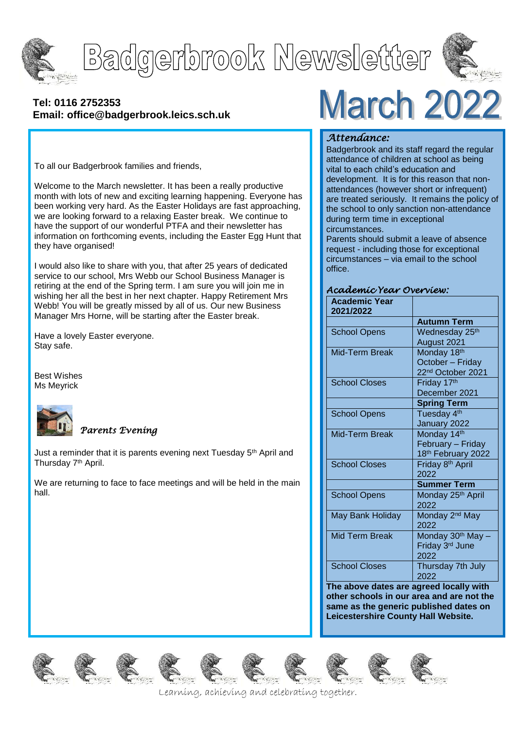# Badgerbrook Newsletter

**Tel: 0116 2752353**
**Email: office@badgerbrook.leics.sch.uk**

# March 2022

To all our Badgerbrook families and friends,

Welcome to the March newsletter. It has been a really productive month with lots of new and exciting learning happening. Everyone has been working very hard. As the Easter Holidays are fast approaching, we are looking forward to a relaxing Easter break. We continue to have the support of our wonderful PTFA and their newsletter has information on forthcoming events, including the Easter Egg Hunt that they have organised!

I would also like to share with you, that after 25 years of dedicated service to our school, Mrs Webb our School Business Manager is retiring at the end of the Spring term. I am sure you will join me in wishing her all the best in her next chapter. Happy Retirement Mrs Webb! You will be greatly missed by all of us. Our new Business Manager Mrs Horne, will be starting after the Easter break.

Have a lovely Easter everyone.
Stay safe.

Best Wishes
Ms Meyrick

### *Parents Evening*

Just a reminder that it is parents evening next Tuesday 5th April and Thursday 7th April.

We are returning to face to face meetings and will be held in the main hall.

### *Attendance:*

Badgerbrook and its staff regard the regular attendance of children at school as being vital to each child's education and development. It is for this reason that non-attendances (however short or infrequent) are treated seriously. It remains the policy of the school to only sanction non-attendance during term time in exceptional circumstances.

Parents should submit a leave of absence request - including those for exceptional circumstances – via email to the school office.

### *Academic Year Overview:*

| **Academic Year 2021/2022** | |
|---|---|
| | **Autumn Term** |
| School Opens | Wednesday 25th August 2021 |
| Mid-Term Break | Monday 18th October – Friday 22nd October 2021 |
| School Closes | Friday 17th December 2021 |
| | **Spring Term** |
| School Opens | Tuesday 4th January 2022 |
| Mid-Term Break | Monday 14th February – Friday 18th February 2022 |
| School Closes | Friday 8th April 2022 |
| | **Summer Term** |
| School Opens | Monday 25th April 2022 |
| May Bank Holiday | Monday 2nd May 2022 |
| Mid Term Break | Monday 30th May – Friday 3rd June 2022 |
| School Closes | Thursday 7th July 2022 |

**The above dates are agreed locally with other schools in our area and are not the same as the generic published dates on Leicestershire County Hall Website.**

Learning, achieving and celebrating together.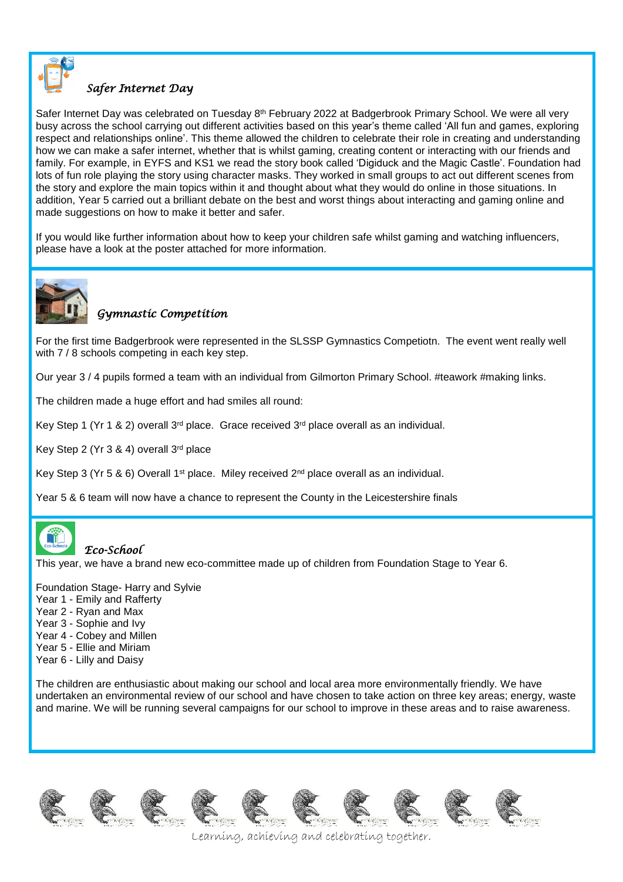## *Safer Internet Day*

Safer Internet Day was celebrated on Tuesday 8th February 2022 at Badgerbrook Primary School. We were all very busy across the school carrying out different activities based on this year's theme called 'All fun and games, exploring respect and relationships online'. This theme allowed the children to celebrate their role in creating and understanding how we can make a safer internet, whether that is whilst gaming, creating content or interacting with our friends and family. For example, in EYFS and KS1 we read the story book called 'Digiduck and the Magic Castle'. Foundation had lots of fun role playing the story using character masks. They worked in small groups to act out different scenes from the story and explore the main topics within it and thought about what they would do online in those situations. In addition, Year 5 carried out a brilliant debate on the best and worst things about interacting and gaming online and made suggestions on how to make it better and safer.

If you would like further information about how to keep your children safe whilst gaming and watching influencers, please have a look at the poster attached for more information.

## *Gymnastic Competition*

For the first time Badgerbrook were represented in the SLSSP Gymnastics Competiotn. The event went really well with 7 / 8 schools competing in each key step.

Our year 3 / 4 pupils formed a team with an individual from Gilmorton Primary School. #teawork #making links.

The children made a huge effort and had smiles all round:

Key Step 1 (Yr 1 & 2) overall 3rd place. Grace received 3rd place overall as an individual.

Key Step 2 (Yr 3 & 4) overall 3rd place

Key Step 3 (Yr 5 & 6) Overall 1st place. Miley received 2nd place overall as an individual.

Year 5 & 6 team will now have a chance to represent the County in the Leicestershire finals

## *Eco-School*

This year, we have a brand new eco-committee made up of children from Foundation Stage to Year 6.

Foundation Stage- Harry and Sylvie
Year 1 - Emily and Rafferty
Year 2 - Ryan and Max
Year 3 - Sophie and Ivy
Year 4 - Cobey and Millen
Year 5 - Ellie and Miriam
Year 6 - Lilly and Daisy

The children are enthusiastic about making our school and local area more environmentally friendly. We have undertaken an environmental review of our school and have chosen to take action on three key areas; energy, waste and marine. We will be running several campaigns for our school to improve in these areas and to raise awareness.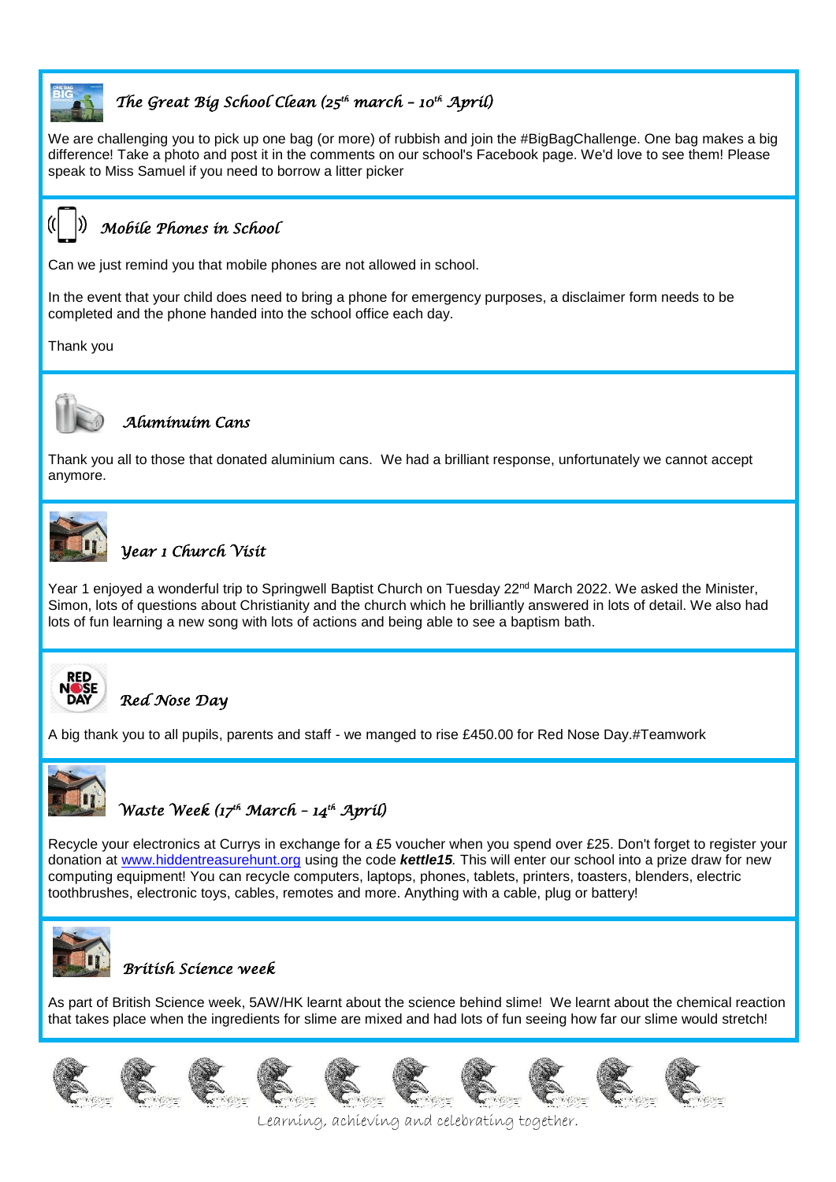## *The Great Big School Clean (25th march – 10th April)*

We are challenging you to pick up one bag (or more) of rubbish and join the #BigBagChallenge. One bag makes a big difference! Take a photo and post it in the comments on our school's Facebook page. We'd love to see them! Please speak to Miss Samuel if you need to borrow a litter picker

## *Mobile Phones in School*

Can we just remind you that mobile phones are not allowed in school.

In the event that your child does need to bring a phone for emergency purposes, a disclaimer form needs to be completed and the phone handed into the school office each day.

Thank you

## *Aluminuim Cans*

Thank you all to those that donated aluminium cans. We had a brilliant response, unfortunately we cannot accept anymore.

## *Year 1 Church Visit*

Year 1 enjoyed a wonderful trip to Springwell Baptist Church on Tuesday 22nd March 2022. We asked the Minister, Simon, lots of questions about Christianity and the church which he brilliantly answered in lots of detail. We also had lots of fun learning a new song with lots of actions and being able to see a baptism bath.

## *Red Nose Day*

A big thank you to all pupils, parents and staff - we manged to rise £450.00 for Red Nose Day.#Teamwork

## *Waste Week (17th March – 14th April)*

Recycle your electronics at Currys in exchange for a £5 voucher when you spend over £25. Don't forget to register your donation at www.hiddentreasurehunt.org using the code ***kettle15***. This will enter our school into a prize draw for new computing equipment! You can recycle computers, laptops, phones, tablets, printers, toasters, blenders, electric toothbrushes, electronic toys, cables, remotes and more. Anything with a cable, plug or battery!

## *British Science week*

As part of British Science week, 5AW/HK learnt about the science behind slime! We learnt about the chemical reaction that takes place when the ingredients for slime are mixed and had lots of fun seeing how far our slime would stretch!

*Learning, achieving and celebrating together.*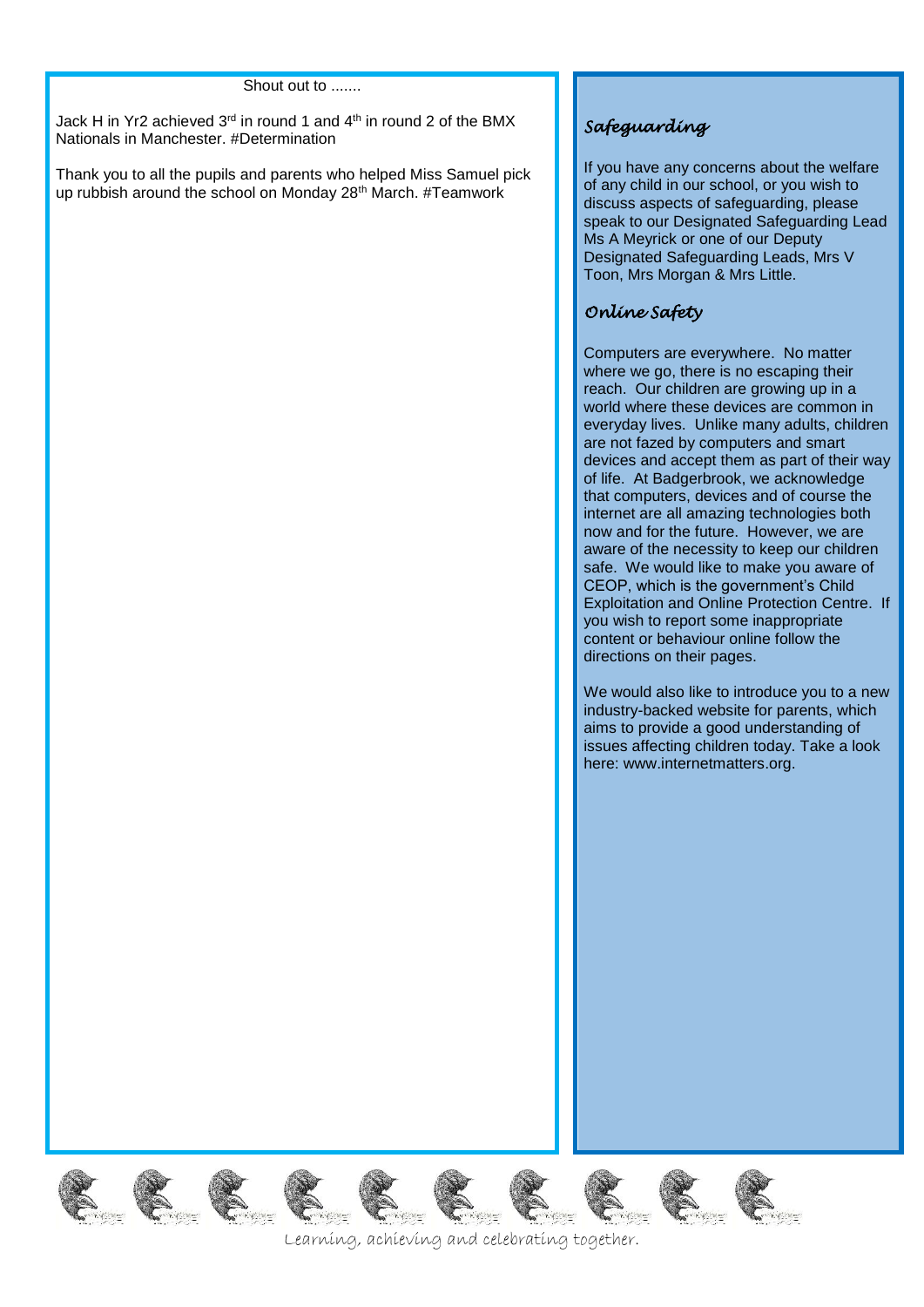Shout out to .......

Jack H in Yr2 achieved 3rd in round 1 and 4th in round 2 of the BMX Nationals in Manchester. #Determination

Thank you to all the pupils and parents who helped Miss Samuel pick up rubbish around the school on Monday 28th March. #Teamwork

## *Safeguarding*

If you have any concerns about the welfare of any child in our school, or you wish to discuss aspects of safeguarding, please speak to our Designated Safeguarding Lead Ms A Meyrick or one of our Deputy Designated Safeguarding Leads, Mrs V Toon, Mrs Morgan & Mrs Little.

## *Online Safety*

Computers are everywhere. No matter where we go, there is no escaping their reach. Our children are growing up in a world where these devices are common in everyday lives. Unlike many adults, children are not fazed by computers and smart devices and accept them as part of their way of life. At Badgerbrook, we acknowledge that computers, devices and of course the internet are all amazing technologies both now and for the future. However, we are aware of the necessity to keep our children safe. We would like to make you aware of CEOP, which is the government's Child Exploitation and Online Protection Centre. If you wish to report some inappropriate content or behaviour online follow the directions on their pages.

We would also like to introduce you to a new industry-backed website for parents, which aims to provide a good understanding of issues affecting children today. Take a look here: www.internetmatters.org.

Learning, achieving and celebrating together.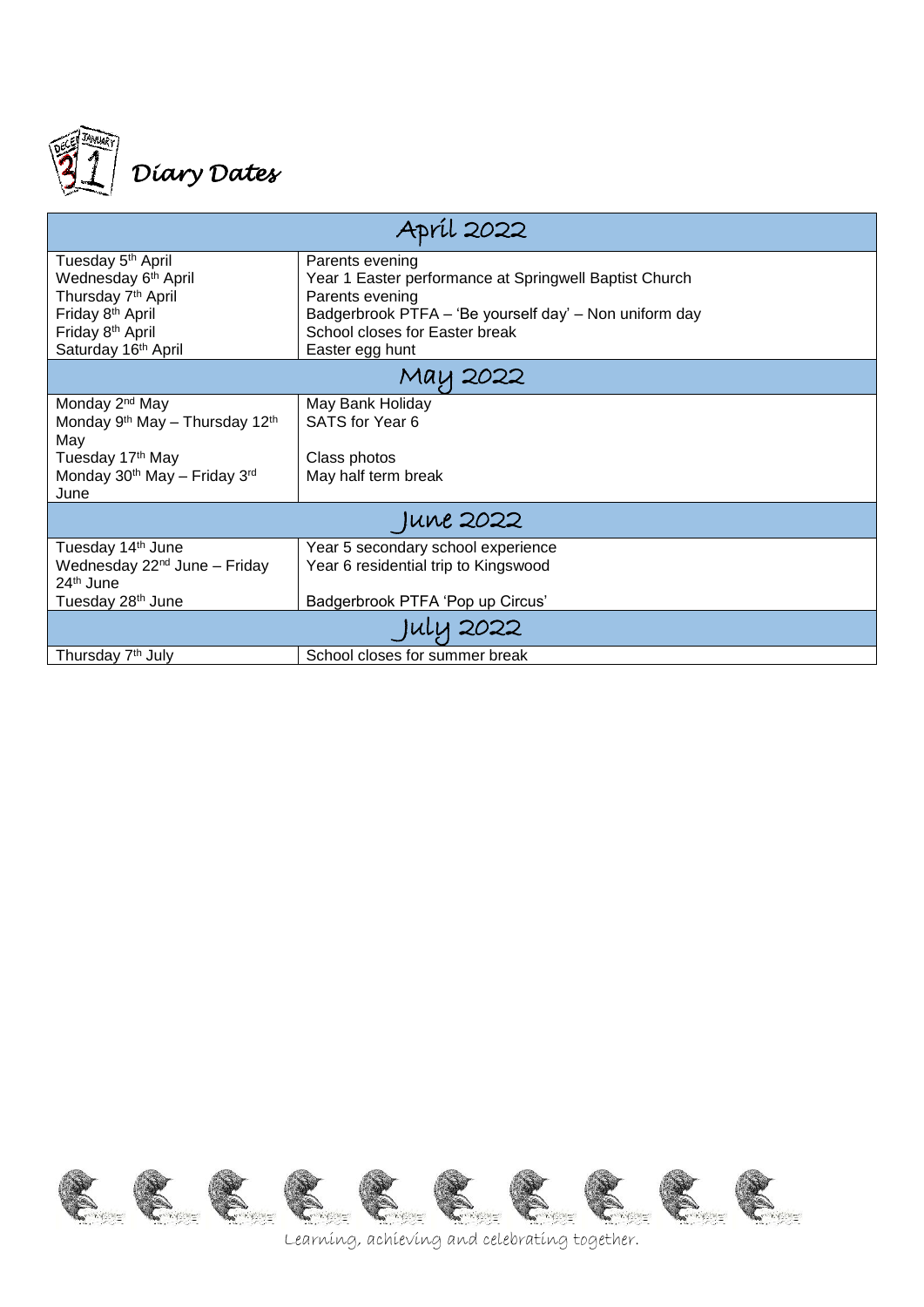# Diary Dates

| | |
|---|---|
| **April 2022** | |
| Tuesday 5th April | Parents evening |
| Wednesday 6th April | Year 1 Easter performance at Springwell Baptist Church |
| Thursday 7th April | Parents evening |
| Friday 8th April | Badgerbrook PTFA – 'Be yourself day' – Non uniform day |
| Friday 8th April | School closes for Easter break |
| Saturday 16th April | Easter egg hunt |
| **May 2022** | |
| Monday 2nd May | May Bank Holiday |
| Monday 9th May – Thursday 12th May | SATS for Year 6 |
| Tuesday 17th May | Class photos |
| Monday 30th May – Friday 3rd June | May half term break |
| **June 2022** | |
| Tuesday 14th June | Year 5 secondary school experience |
| Wednesday 22nd June – Friday 24th June | Year 6 residential trip to Kingswood |
| Tuesday 28th June | Badgerbrook PTFA 'Pop up Circus' |
| **July 2022** | |
| Thursday 7th July | School closes for summer break |

Learning, achieving and celebrating together.